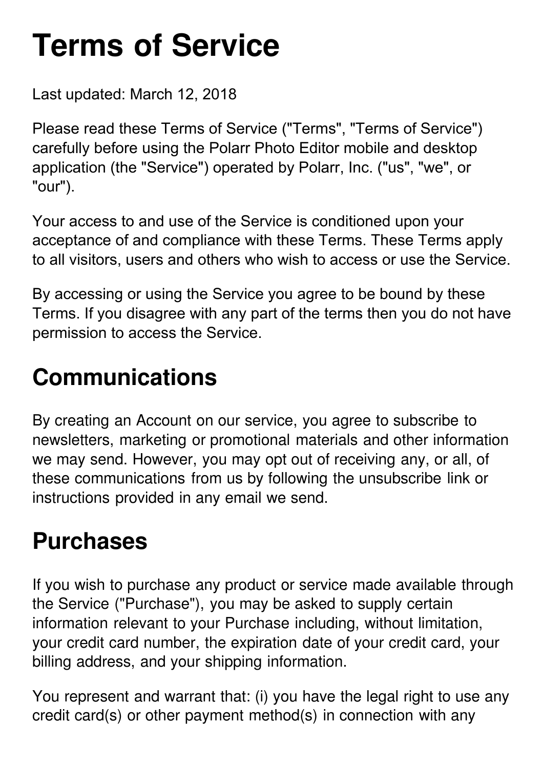# Terms of Service

Last updated: March 12, 2018

Please read these Terms of Service ("Terms", "Terms of Service") carefully before using the Polarr Photo Editor mobile and desktop application (the "Service") operated by Polarr, Inc. ("us", "we", or "our").

Your access to and use of the Service is conditioned upon your acceptance of and compliance with these Terms. These Terms apply to all visitors, users and others who wish to access or use the Service.

By accessing or using the Service you agree to be bound by these Terms. If you disagree with any part of the terms then you do not have permission to access the Service.

## Communications

By creating an Account on our service, you agree to subscribe to newsletters, marketing or promotional materials and other information we may send. However, you may opt out of receiving any, or all, of these communications from us by following the unsubscribe link or instructions provided in any email we send.

## Purchases

If you wish to purchase any product or service made available through the Service ("Purchase"), you may be asked to supply certain information relevant to your Purchase including, without limitation, your credit card number, the expiration date of your credit card, your billing address, and your shipping information.

You represent and warrant that: (i) you have the legal right to use any credit card(s) or other payment method(s) in connection with any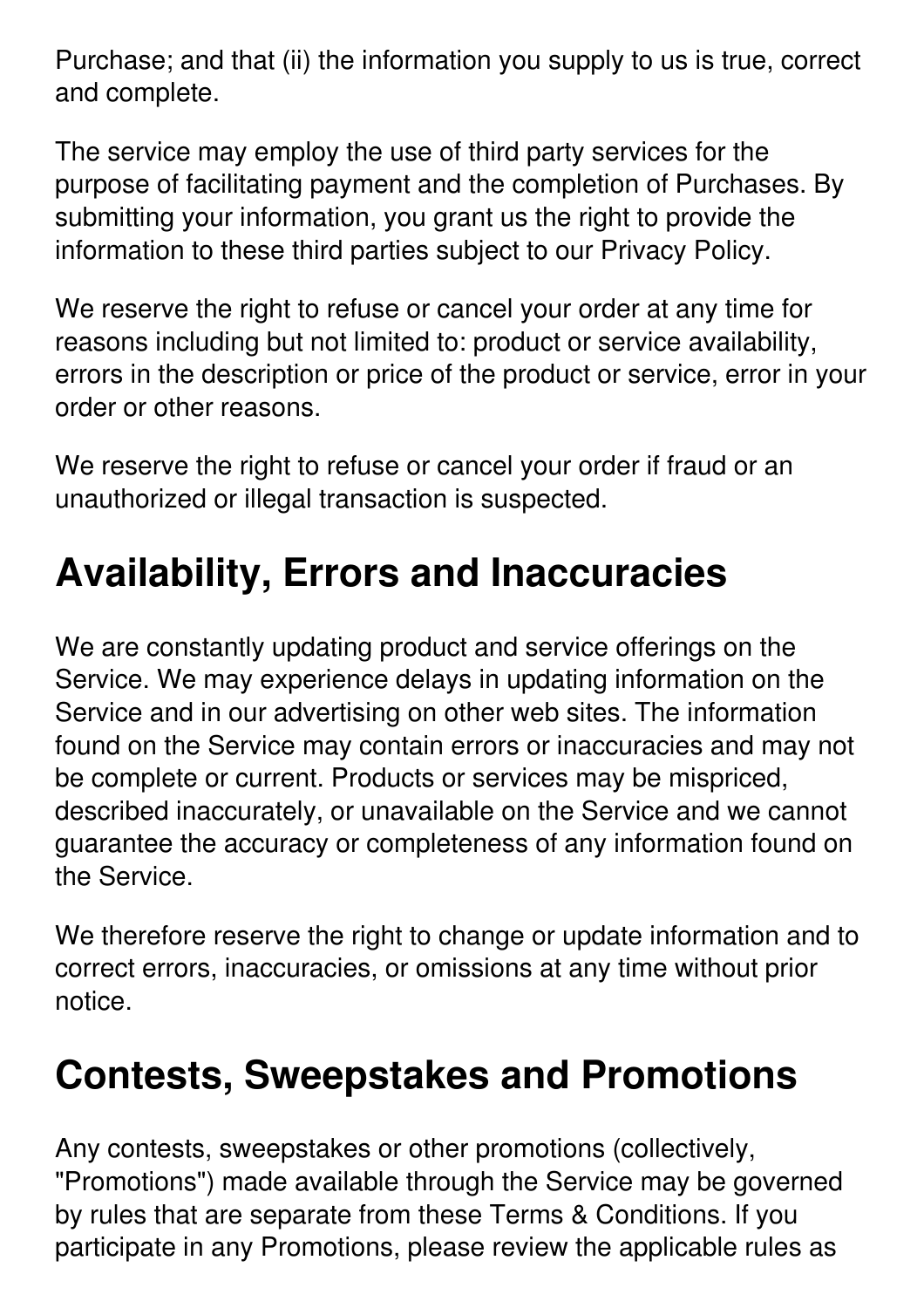Purchase; and that (ii) the information you supply to us is true, correct and complete.

The service may employ the use of third party services for the purpose of facilitating payment and the completion of Purchases. By submitting your information, you grant us the right to provide the information to these third parties subject to our Privacy Policy.

We reserve the right to refuse or cancel your order at any time for reasons including but not limited to: product or service availability, errors in the description or price of the product or service, error in your order or other reasons.

We reserve the right to refuse or cancel your order if fraud or an unauthorized or illegal transaction is suspected.

## Availability, Errors and Inaccuracies

We are constantly updating product and service offerings on the Service. We may experience delays in updating information on the Service and in our advertising on other web sites. The information found on the Service may contain errors or inaccuracies and may not be complete or current. Products or services may be mispriced, described inaccurately, or unavailable on the Service and we cannot guarantee the accuracy or completeness of any information found on the Service.

We therefore reserve the right to change or update information and to correct errors, inaccuracies, or omissions at any time without prior notice.

## Contests, Sweepstakes and Promotions

Any contests, sweepstakes or other promotions (collectively, "Promotions") made available through the Service may be governed by rules that are separate from these Terms & Conditions. If you participate in any Promotions, please review the applicable rules as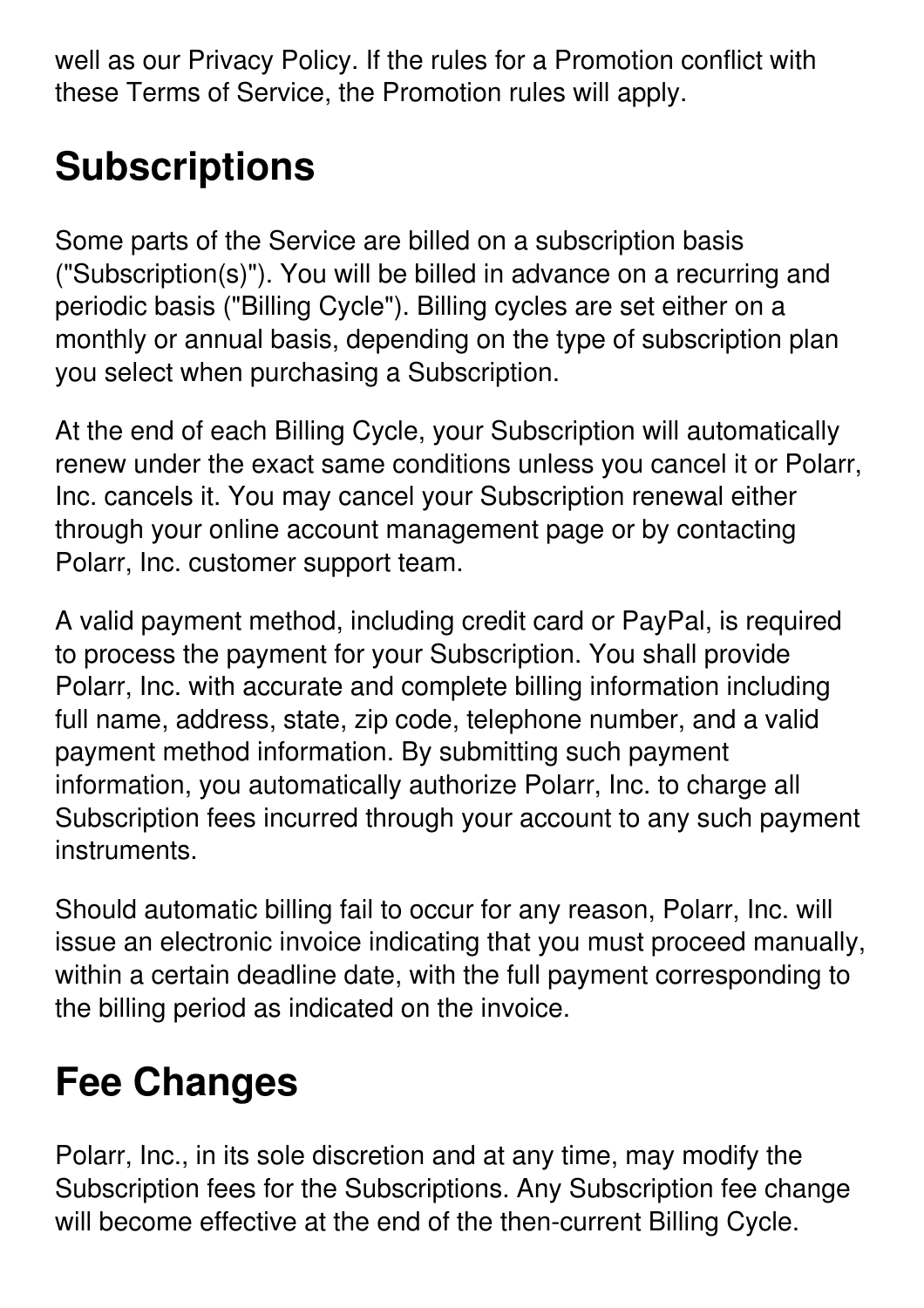well as our Privacy Policy. If the rules for a Promotion conflict with these Terms of Service, the Promotion rules will apply.

## Subscriptions

Some parts of the Service are billed on a subscription basis ("Subscription(s)"). You will be billed in advance on a recurring and periodic basis ("Billing Cycle"). Billing cycles are set either on a monthly or annual basis, depending on the type of subscription plan you select when purchasing a Subscription.

At the end of each Billing Cycle, your Subscription will automatically renew under the exact same conditions unless you cancel it or Polarr, Inc. cancels it. You may cancel your Subscription renewal either through your online account management page or by contacting Polarr, Inc. customer support team.

A valid payment method, including credit card or PayPal, is required to process the payment for your Subscription. You shall provide Polarr, Inc. with accurate and complete billing information including full name, address, state, zip code, telephone number, and a valid payment method information. By submitting such payment information, you automatically authorize Polarr, Inc. to charge all Subscription fees incurred through your account to any such payment instruments.

Should automatic billing fail to occur for any reason, Polarr, Inc. will issue an electronic invoice indicating that you must proceed manually, within a certain deadline date, with the full payment corresponding to the billing period as indicated on the invoice.

## Fee Changes

Polarr, Inc., in its sole discretion and at any time, may modify the Subscription fees for the Subscriptions. Any Subscription fee change will become effective at the end of the then-current Billing Cycle.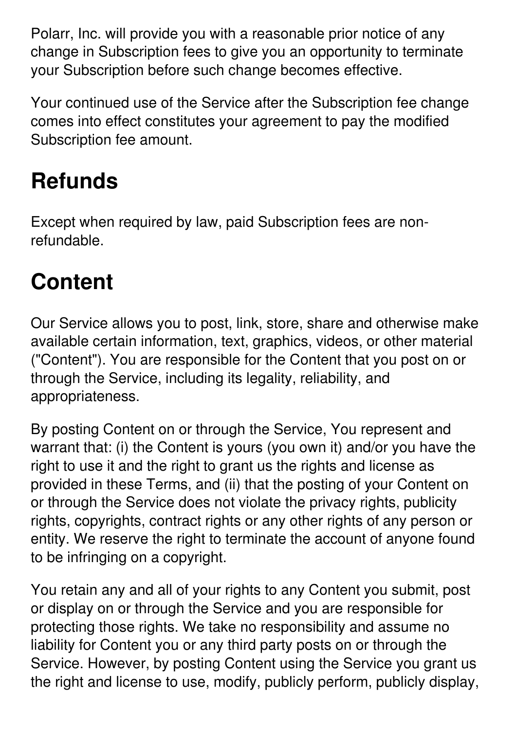Polarr, Inc. will provide you with a reasonable prior notice of any change in Subscription fees to give you an opportunity to terminate your Subscription before such change becomes effective.

Your continued use of the Service after the Subscription fee change comes into effect constitutes your agreement to pay the modified Subscription fee amount.

# Refunds

Except when required by law, paid Subscription fees are non-refundable.

# Content

Our Service allows you to post, link, store, share and otherwise make available certain information, text, graphics, videos, or other material ("Content"). You are responsible for the Content that you post on or through the Service, including its legality, reliability, and appropriateness.

By posting Content on or through the Service, You represent and warrant that: (i) the Content is yours (you own it) and/or you have the right to use it and the right to grant us the rights and license as provided in these Terms, and (ii) that the posting of your Content on or through the Service does not violate the privacy rights, publicity rights, copyrights, contract rights or any other rights of any person or entity. We reserve the right to terminate the account of anyone found to be infringing on a copyright.

You retain any and all of your rights to any Content you submit, post or display on or through the Service and you are responsible for protecting those rights. We take no responsibility and assume no liability for Content you or any third party posts on or through the Service. However, by posting Content using the Service you grant us the right and license to use, modify, publicly perform, publicly display,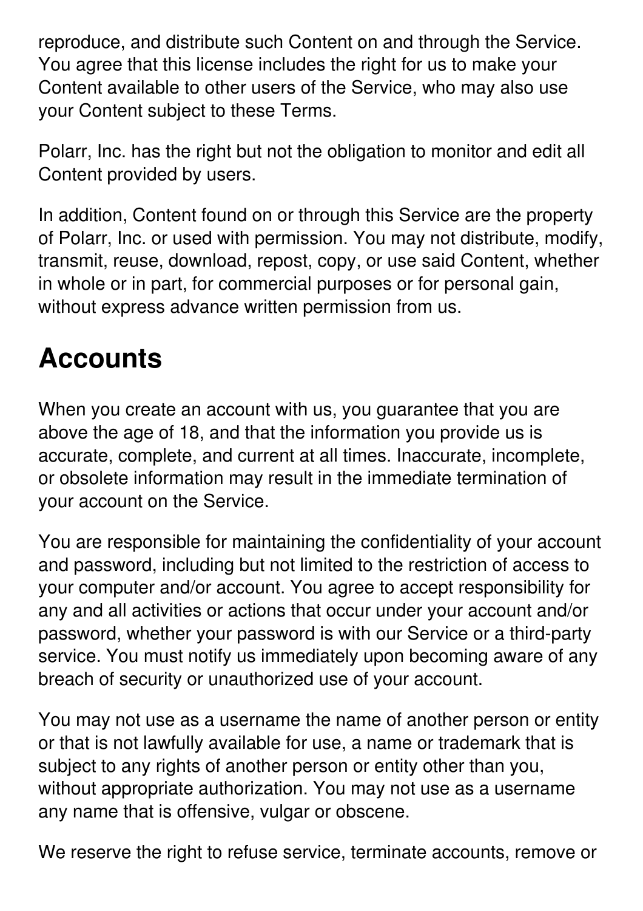reproduce, and distribute such Content on and through the Service. You agree that this license includes the right for us to make your Content available to other users of the Service, who may also use your Content subject to these Terms.

Polarr, Inc. has the right but not the obligation to monitor and edit all Content provided by users.

In addition, Content found on or through this Service are the property of Polarr, Inc. or used with permission. You may not distribute, modify, transmit, reuse, download, repost, copy, or use said Content, whether in whole or in part, for commercial purposes or for personal gain, without express advance written permission from us.

## Accounts

When you create an account with us, you guarantee that you are above the age of 18, and that the information you provide us is accurate, complete, and current at all times. Inaccurate, incomplete, or obsolete information may result in the immediate termination of your account on the Service.

You are responsible for maintaining the confidentiality of your account and password, including but not limited to the restriction of access to your computer and/or account. You agree to accept responsibility for any and all activities or actions that occur under your account and/or password, whether your password is with our Service or a third-party service. You must notify us immediately upon becoming aware of any breach of security or unauthorized use of your account.

You may not use as a username the name of another person or entity or that is not lawfully available for use, a name or trademark that is subject to any rights of another person or entity other than you, without appropriate authorization. You may not use as a username any name that is offensive, vulgar or obscene.

We reserve the right to refuse service, terminate accounts, remove or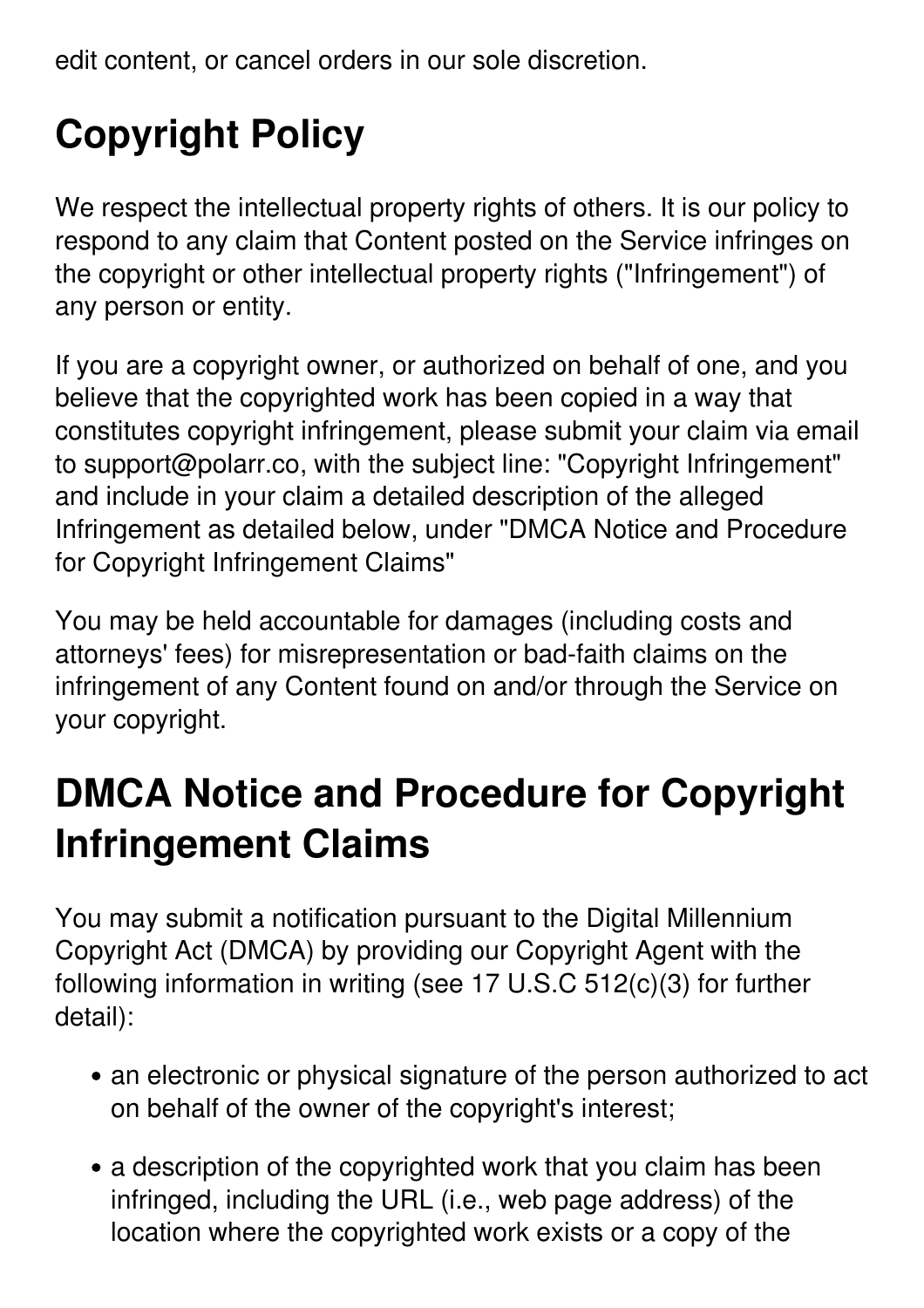edit content, or cancel orders in our sole discretion.

## Copyright Policy

We respect the intellectual property rights of others. It is our policy to respond to any claim that Content posted on the Service infringes on the copyright or other intellectual property rights ("Infringement") of any person or entity.

If you are a copyright owner, or authorized on behalf of one, and you believe that the copyrighted work has been copied in a way that constitutes copyright infringement, please submit your claim via email to support@polarr.co, with the subject line: "Copyright Infringement" and include in your claim a detailed description of the alleged Infringement as detailed below, under "DMCA Notice and Procedure for Copyright Infringement Claims"

You may be held accountable for damages (including costs and attorneys' fees) for misrepresentation or bad-faith claims on the infringement of any Content found on and/or through the Service on your copyright.

## DMCA Notice and Procedure for Copyright Infringement Claims

You may submit a notification pursuant to the Digital Millennium Copyright Act (DMCA) by providing our Copyright Agent with the following information in writing (see 17 U.S.C 512(c)(3) for further detail):

- an electronic or physical signature of the person authorized to act on behalf of the owner of the copyright's interest;
- a description of the copyrighted work that you claim has been infringed, including the URL (i.e., web page address) of the location where the copyrighted work exists or a copy of the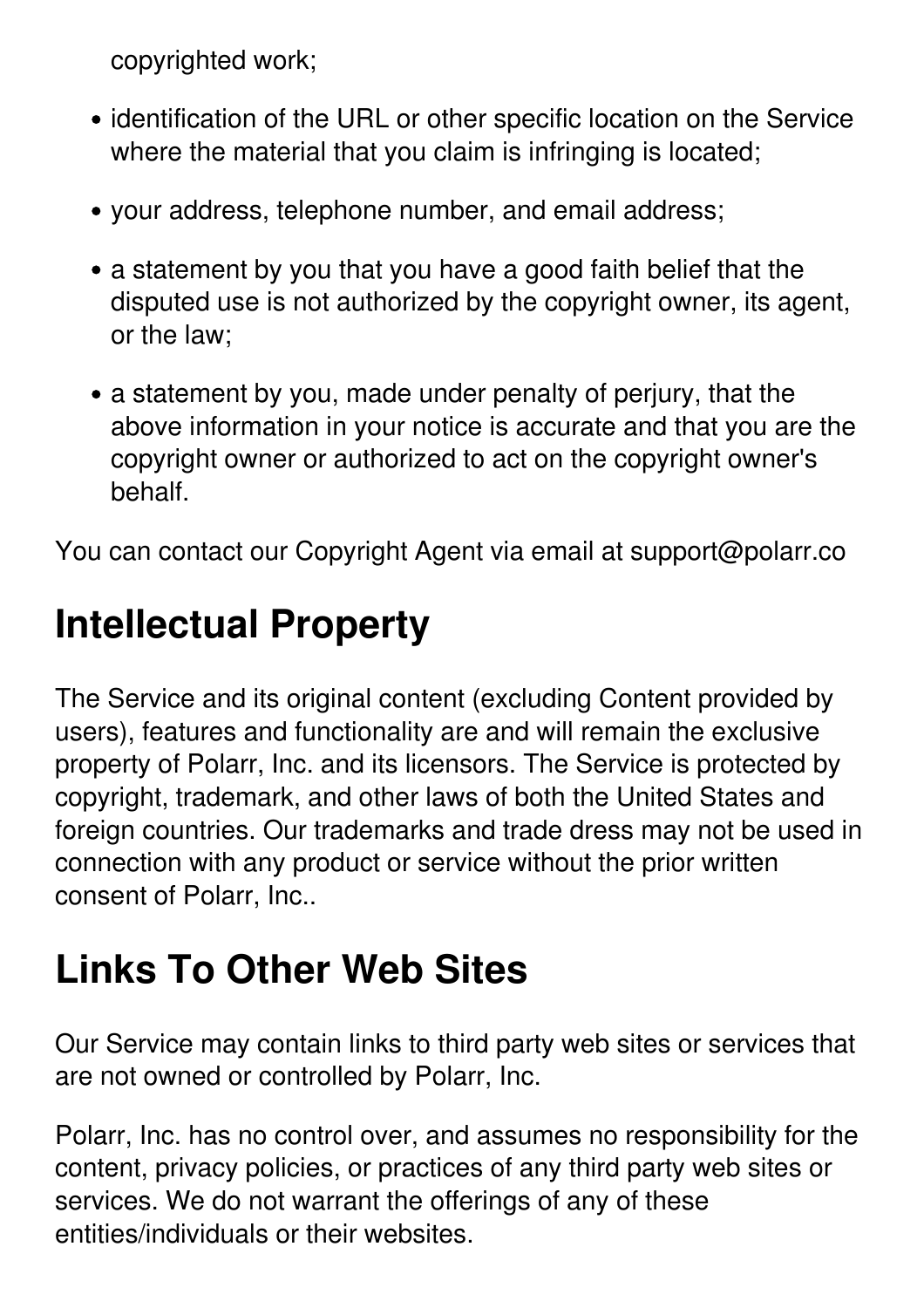copyrighted work;

- identification of the URL or other specific location on the Service where the material that you claim is infringing is located;
- your address, telephone number, and email address;
- a statement by you that you have a good faith belief that the disputed use is not authorized by the copyright owner, its agent, or the law;
- a statement by you, made under penalty of perjury, that the above information in your notice is accurate and that you are the copyright owner or authorized to act on the copyright owner's behalf.

You can contact our Copyright Agent via email at support@polarr.co

# Intellectual Property

The Service and its original content (excluding Content provided by users), features and functionality are and will remain the exclusive property of Polarr, Inc. and its licensors. The Service is protected by copyright, trademark, and other laws of both the United States and foreign countries. Our trademarks and trade dress may not be used in connection with any product or service without the prior written consent of Polarr, Inc..

# Links To Other Web Sites

Our Service may contain links to third party web sites or services that are not owned or controlled by Polarr, Inc.

Polarr, Inc. has no control over, and assumes no responsibility for the content, privacy policies, or practices of any third party web sites or services. We do not warrant the offerings of any of these entities/individuals or their websites.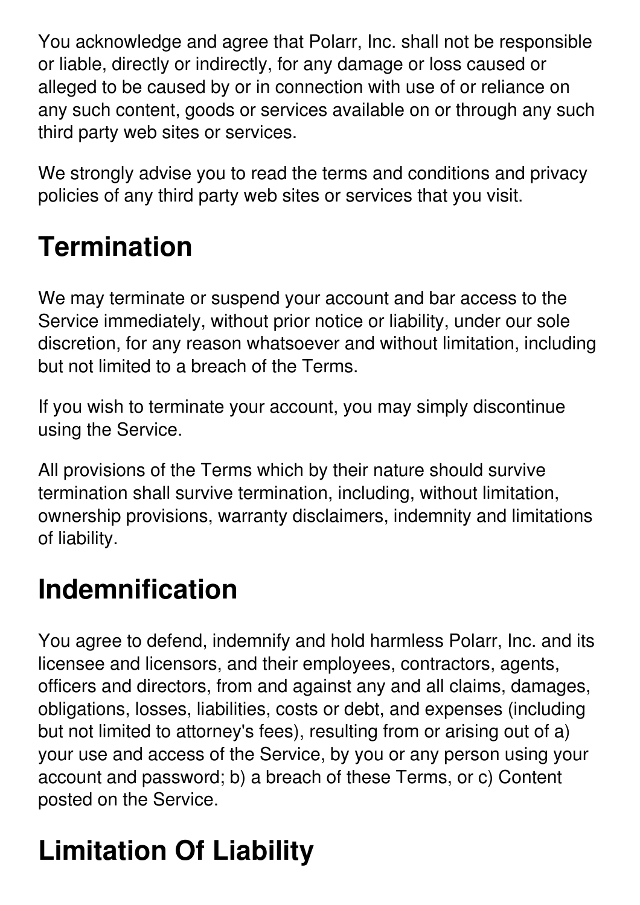You acknowledge and agree that Polarr, Inc. shall not be responsible or liable, directly or indirectly, for any damage or loss caused or alleged to be caused by or in connection with use of or reliance on any such content, goods or services available on or through any such third party web sites or services.

We strongly advise you to read the terms and conditions and privacy policies of any third party web sites or services that you visit.

## Termination

We may terminate or suspend your account and bar access to the Service immediately, without prior notice or liability, under our sole discretion, for any reason whatsoever and without limitation, including but not limited to a breach of the Terms.

If you wish to terminate your account, you may simply discontinue using the Service.

All provisions of the Terms which by their nature should survive termination shall survive termination, including, without limitation, ownership provisions, warranty disclaimers, indemnity and limitations of liability.

## Indemnification

You agree to defend, indemnify and hold harmless Polarr, Inc. and its licensee and licensors, and their employees, contractors, agents, officers and directors, from and against any and all claims, damages, obligations, losses, liabilities, costs or debt, and expenses (including but not limited to attorney's fees), resulting from or arising out of a) your use and access of the Service, by you or any person using your account and password; b) a breach of these Terms, or c) Content posted on the Service.

## Limitation Of Liability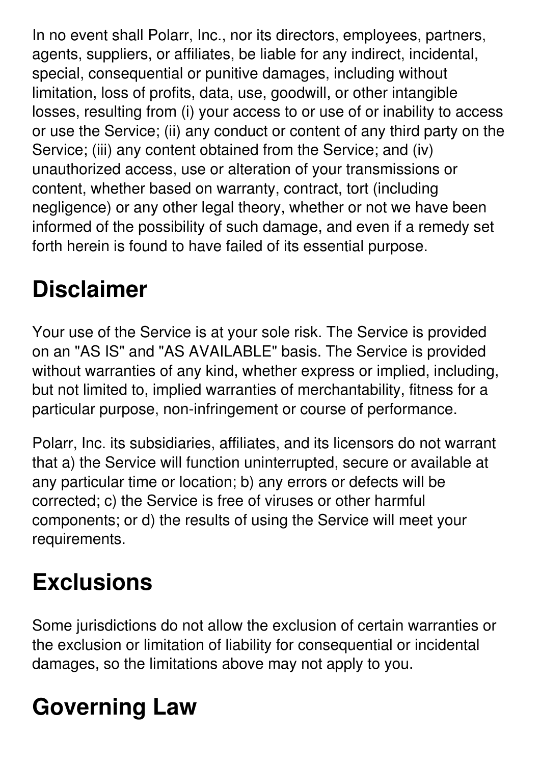In no event shall Polarr, Inc., nor its directors, employees, partners, agents, suppliers, or affiliates, be liable for any indirect, incidental, special, consequential or punitive damages, including without limitation, loss of profits, data, use, goodwill, or other intangible losses, resulting from (i) your access to or use of or inability to access or use the Service; (ii) any conduct or content of any third party on the Service; (iii) any content obtained from the Service; and (iv) unauthorized access, use or alteration of your transmissions or content, whether based on warranty, contract, tort (including negligence) or any other legal theory, whether or not we have been informed of the possibility of such damage, and even if a remedy set forth herein is found to have failed of its essential purpose.

## Disclaimer

Your use of the Service is at your sole risk. The Service is provided on an "AS IS" and "AS AVAILABLE" basis. The Service is provided without warranties of any kind, whether express or implied, including, but not limited to, implied warranties of merchantability, fitness for a particular purpose, non-infringement or course of performance.

Polarr, Inc. its subsidiaries, affiliates, and its licensors do not warrant that a) the Service will function uninterrupted, secure or available at any particular time or location; b) any errors or defects will be corrected; c) the Service is free of viruses or other harmful components; or d) the results of using the Service will meet your requirements.

## Exclusions

Some jurisdictions do not allow the exclusion of certain warranties or the exclusion or limitation of liability for consequential or incidental damages, so the limitations above may not apply to you.

## Governing Law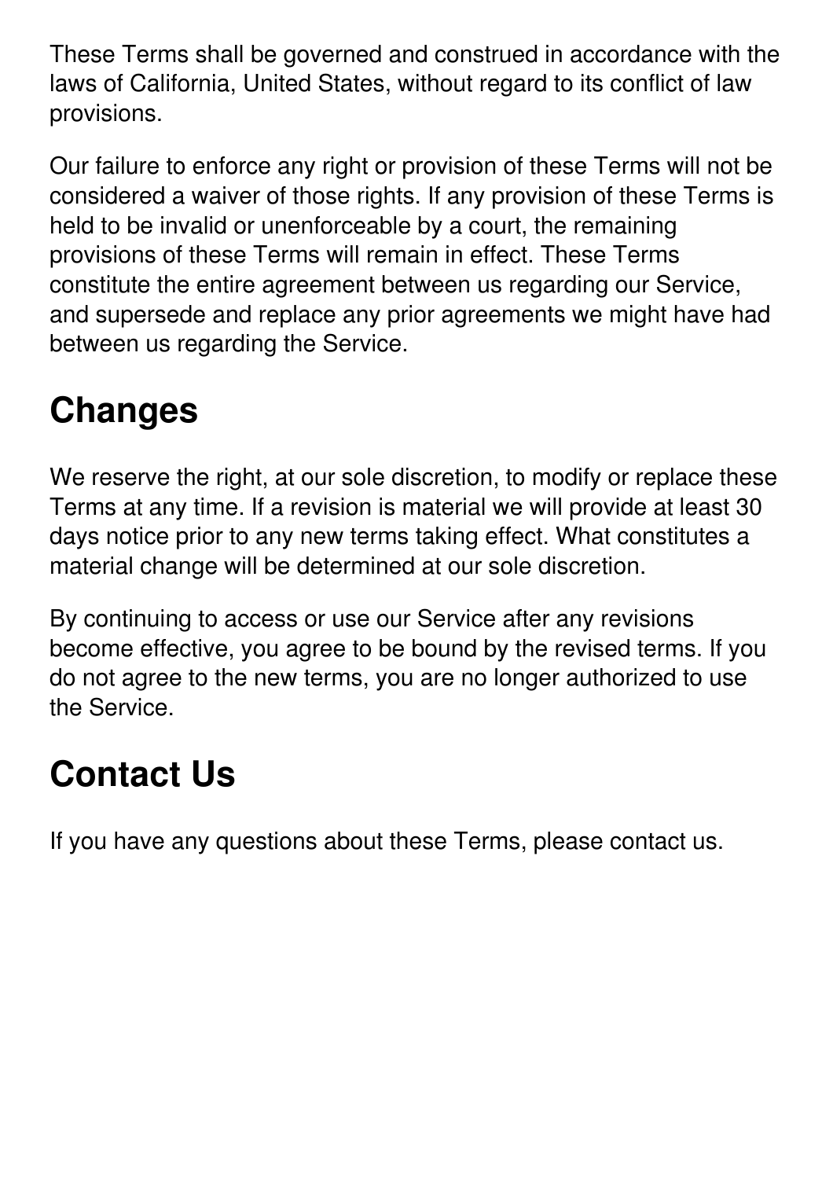These Terms shall be governed and construed in accordance with the laws of California, United States, without regard to its conflict of law provisions.

Our failure to enforce any right or provision of these Terms will not be considered a waiver of those rights. If any provision of these Terms is held to be invalid or unenforceable by a court, the remaining provisions of these Terms will remain in effect. These Terms constitute the entire agreement between us regarding our Service, and supersede and replace any prior agreements we might have had between us regarding the Service.

## Changes

We reserve the right, at our sole discretion, to modify or replace these Terms at any time. If a revision is material we will provide at least 30 days notice prior to any new terms taking effect. What constitutes a material change will be determined at our sole discretion.

By continuing to access or use our Service after any revisions become effective, you agree to be bound by the revised terms. If you do not agree to the new terms, you are no longer authorized to use the Service.

## Contact Us

If you have any questions about these Terms, please contact us.